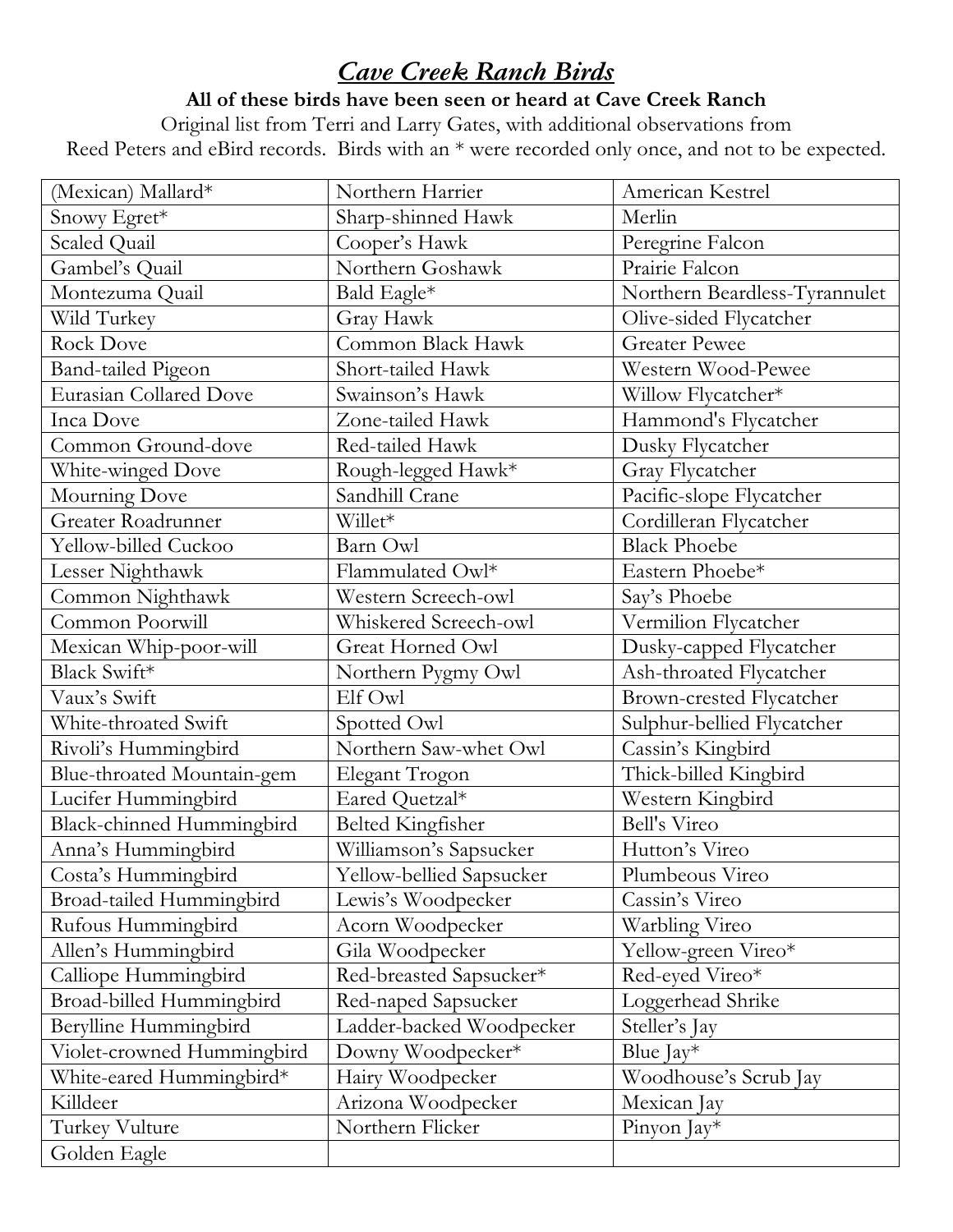# *Cave Creek Ranch Birds*

**All of these birds have been seen or heard at Cave Creek Ranch**

Original list from Terri and Larry Gates, with additional observations from Reed Peters and eBird records. Birds with an * were recorded only once, and not to be expected.

| | | |
|---|---|---|
| (Mexican) Mallard* | Northern Harrier | American Kestrel |
| Snowy Egret* | Sharp-shinned Hawk | Merlin |
| Scaled Quail | Cooper's Hawk | Peregrine Falcon |
| Gambel's Quail | Northern Goshawk | Prairie Falcon |
| Montezuma Quail | Bald Eagle* | Northern Beardless-Tyrannulet |
| Wild Turkey | Gray Hawk | Olive-sided Flycatcher |
| Rock Dove | Common Black Hawk | Greater Pewee |
| Band-tailed Pigeon | Short-tailed Hawk | Western Wood-Pewee |
| Eurasian Collared Dove | Swainson's Hawk | Willow Flycatcher* |
| Inca Dove | Zone-tailed Hawk | Hammond's Flycatcher |
| Common Ground-dove | Red-tailed Hawk | Dusky Flycatcher |
| White-winged Dove | Rough-legged Hawk* | Gray Flycatcher |
| Mourning Dove | Sandhill Crane | Pacific-slope Flycatcher |
| Greater Roadrunner | Willet* | Cordilleran Flycatcher |
| Yellow-billed Cuckoo | Barn Owl | Black Phoebe |
| Lesser Nighthawk | Flammulated Owl* | Eastern Phoebe* |
| Common Nighthawk | Western Screech-owl | Say's Phoebe |
| Common Poorwill | Whiskered Screech-owl | Vermilion Flycatcher |
| Mexican Whip-poor-will | Great Horned Owl | Dusky-capped Flycatcher |
| Black Swift* | Northern Pygmy Owl | Ash-throated Flycatcher |
| Vaux's Swift | Elf Owl | Brown-crested Flycatcher |
| White-throated Swift | Spotted Owl | Sulphur-bellied Flycatcher |
| Rivoli's Hummingbird | Northern Saw-whet Owl | Cassin's Kingbird |
| Blue-throated Mountain-gem | Elegant Trogon | Thick-billed Kingbird |
| Lucifer Hummingbird | Eared Quetzal* | Western Kingbird |
| Black-chinned Hummingbird | Belted Kingfisher | Bell's Vireo |
| Anna's Hummingbird | Williamson's Sapsucker | Hutton's Vireo |
| Costa's Hummingbird | Yellow-bellied Sapsucker | Plumbeous Vireo |
| Broad-tailed Hummingbird | Lewis's Woodpecker | Cassin's Vireo |
| Rufous Hummingbird | Acorn Woodpecker | Warbling Vireo |
| Allen's Hummingbird | Gila Woodpecker | Yellow-green Vireo* |
| Calliope Hummingbird | Red-breasted Sapsucker* | Red-eyed Vireo* |
| Broad-billed Hummingbird | Red-naped Sapsucker | Loggerhead Shrike |
| Berylline Hummingbird | Ladder-backed Woodpecker | Steller's Jay |
| Violet-crowned Hummingbird | Downy Woodpecker* | Blue Jay* |
| White-eared Hummingbird* | Hairy Woodpecker | Woodhouse's Scrub Jay |
| Killdeer | Arizona Woodpecker | Mexican Jay |
| Turkey Vulture | Northern Flicker | Pinyon Jay* |
| Golden Eagle | | |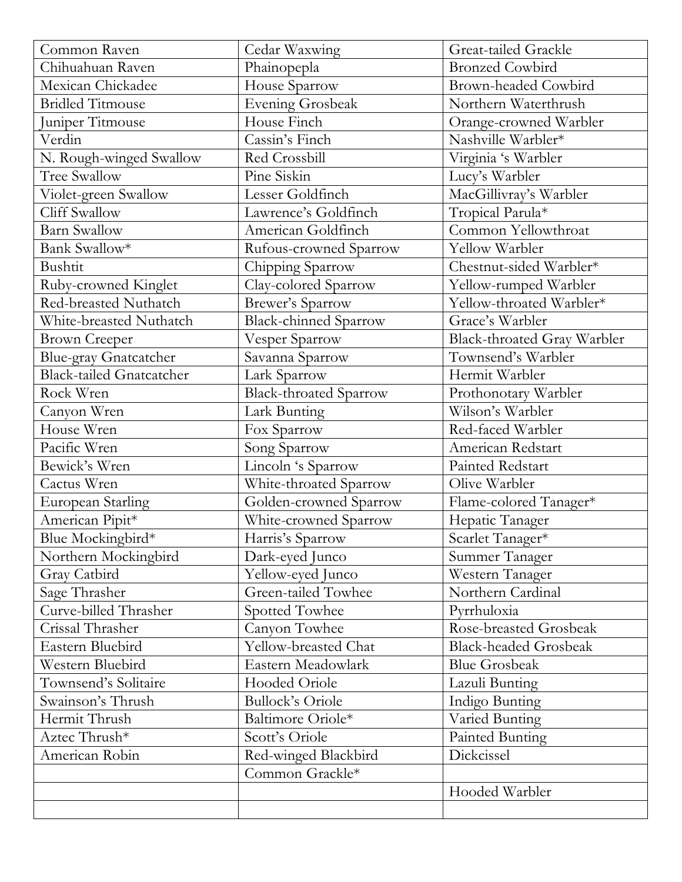| | | |
|---|---|---|
| Common Raven | Cedar Waxwing | Great-tailed Grackle |
| Chihuahuan Raven | Phainopepla | Bronzed Cowbird |
| Mexican Chickadee | House Sparrow | Brown-headed Cowbird |
| Bridled Titmouse | Evening Grosbeak | Northern Waterthrush |
| Juniper Titmouse | House Finch | Orange-crowned Warbler |
| Verdin | Cassin's Finch | Nashville Warbler* |
| N. Rough-winged Swallow | Red Crossbill | Virginia 's Warbler |
| Tree Swallow | Pine Siskin | Lucy's Warbler |
| Violet-green Swallow | Lesser Goldfinch | MacGillivray's Warbler |
| Cliff Swallow | Lawrence's Goldfinch | Tropical Parula* |
| Barn Swallow | American Goldfinch | Common Yellowthroat |
| Bank Swallow* | Rufous-crowned Sparrow | Yellow Warbler |
| Bushtit | Chipping Sparrow | Chestnut-sided Warbler* |
| Ruby-crowned Kinglet | Clay-colored Sparrow | Yellow-rumped Warbler |
| Red-breasted Nuthatch | Brewer's Sparrow | Yellow-throated Warbler* |
| White-breasted Nuthatch | Black-chinned Sparrow | Grace's Warbler |
| Brown Creeper | Vesper Sparrow | Black-throated Gray Warbler |
| Blue-gray Gnatcatcher | Savanna Sparrow | Townsend's Warbler |
| Black-tailed Gnatcatcher | Lark Sparrow | Hermit Warbler |
| Rock Wren | Black-throated Sparrow | Prothonotary Warbler |
| Canyon Wren | Lark Bunting | Wilson's Warbler |
| House Wren | Fox Sparrow | Red-faced Warbler |
| Pacific Wren | Song Sparrow | American Redstart |
| Bewick's Wren | Lincoln 's Sparrow | Painted Redstart |
| Cactus Wren | White-throated Sparrow | Olive Warbler |
| European Starling | Golden-crowned Sparrow | Flame-colored Tanager* |
| American Pipit* | White-crowned Sparrow | Hepatic Tanager |
| Blue Mockingbird* | Harris's Sparrow | Scarlet Tanager* |
| Northern Mockingbird | Dark-eyed Junco | Summer Tanager |
| Gray Catbird | Yellow-eyed Junco | Western Tanager |
| Sage Thrasher | Green-tailed Towhee | Northern Cardinal |
| Curve-billed Thrasher | Spotted Towhee | Pyrrhuloxia |
| Crissal Thrasher | Canyon Towhee | Rose-breasted Grosbeak |
| Eastern Bluebird | Yellow-breasted Chat | Black-headed Grosbeak |
| Western Bluebird | Eastern Meadowlark | Blue Grosbeak |
| Townsend's Solitaire | Hooded Oriole | Lazuli Bunting |
| Swainson's Thrush | Bullock's Oriole | Indigo Bunting |
| Hermit Thrush | Baltimore Oriole* | Varied Bunting |
| Aztec Thrush* | Scott's Oriole | Painted Bunting |
| American Robin | Red-winged Blackbird | Dickcissel |
| | Common Grackle* | |
| | | Hooded Warbler |
| | | |